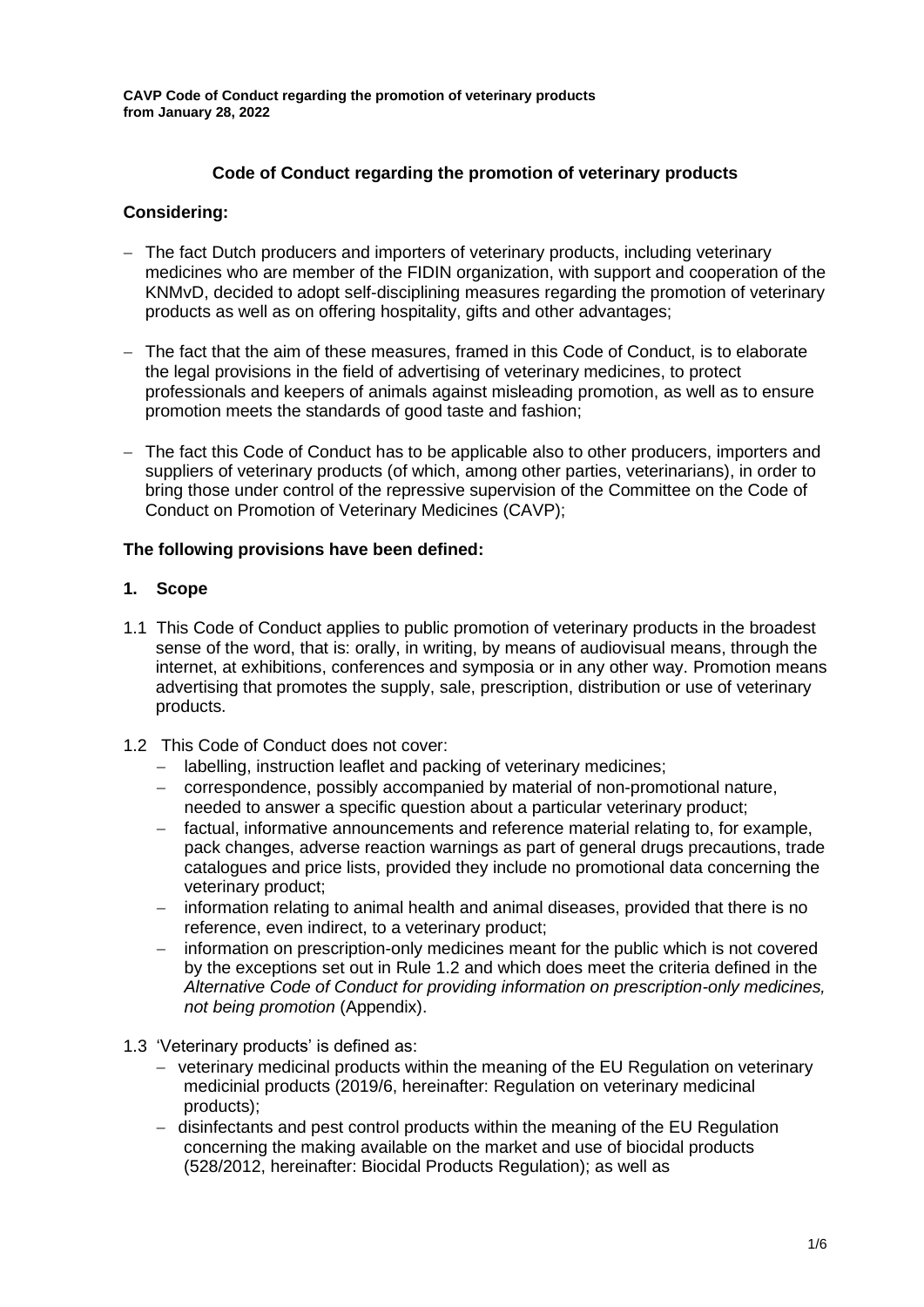**CAVP Code of Conduct regarding the promotion of veterinary products from January 28, 2022**

## Code of Conduct regarding the promotion of veterinary products

### Considering:

- The fact Dutch producers and importers of veterinary products, including veterinary medicines who are member of the FIDIN organization, with support and cooperation of the KNMvD, decided to adopt self-disciplining measures regarding the promotion of veterinary products as well as on offering hospitality, gifts and other advantages;
- The fact that the aim of these measures, framed in this Code of Conduct, is to elaborate the legal provisions in the field of advertising of veterinary medicines, to protect professionals and keepers of animals against misleading promotion, as well as to ensure promotion meets the standards of good taste and fashion;
- The fact this Code of Conduct has to be applicable also to other producers, importers and suppliers of veterinary products (of which, among other parties, veterinarians), in order to bring those under control of the repressive supervision of the Committee on the Code of Conduct on Promotion of Veterinary Medicines (CAVP);

### The following provisions have been defined:

### 1. Scope

1.1 This Code of Conduct applies to public promotion of veterinary products in the broadest sense of the word, that is: orally, in writing, by means of audiovisual means, through the internet, at exhibitions, conferences and symposia or in any other way. Promotion means advertising that promotes the supply, sale, prescription, distribution or use of veterinary products.

1.2 This Code of Conduct does not cover:
- labelling, instruction leaflet and packing of veterinary medicines;
- correspondence, possibly accompanied by material of non-promotional nature, needed to answer a specific question about a particular veterinary product;
- factual, informative announcements and reference material relating to, for example, pack changes, adverse reaction warnings as part of general drugs precautions, trade catalogues and price lists, provided they include no promotional data concerning the veterinary product;
- information relating to animal health and animal diseases, provided that there is no reference, even indirect, to a veterinary product;
- information on prescription-only medicines meant for the public which is not covered by the exceptions set out in Rule 1.2 and which does meet the criteria defined in the *Alternative Code of Conduct for providing information on prescription-only medicines, not being promotion* (Appendix).

1.3 'Veterinary products' is defined as:
- veterinary medicinal products within the meaning of the EU Regulation on veterinary medicinial products (2019/6, hereinafter: Regulation on veterinary medicinal products);
- disinfectants and pest control products within the meaning of the EU Regulation concerning the making available on the market and use of biocidal products (528/2012, hereinafter: Biocidal Products Regulation); as well as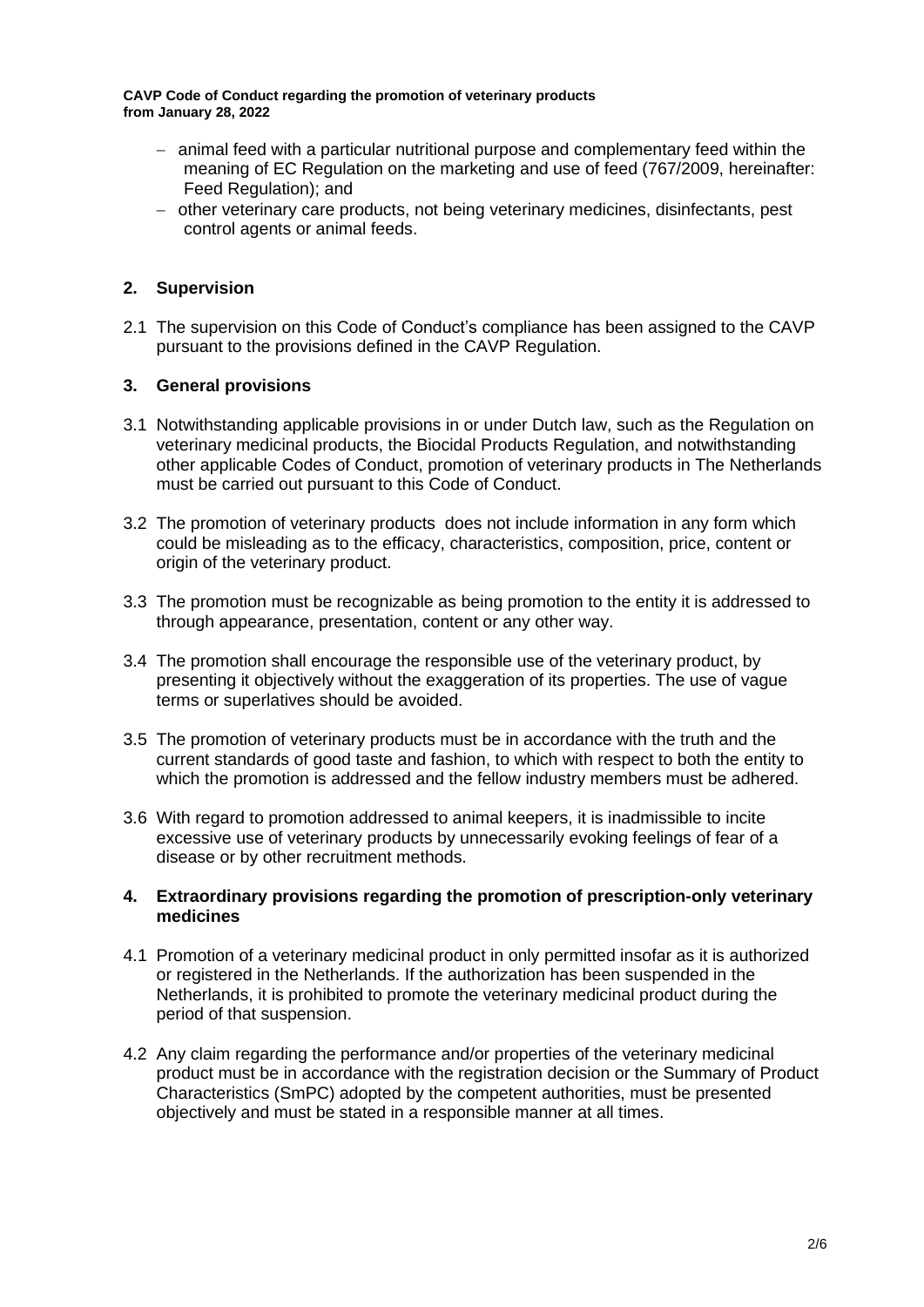- animal feed with a particular nutritional purpose and complementary feed within the meaning of EC Regulation on the marketing and use of feed (767/2009, hereinafter: Feed Regulation); and
- other veterinary care products, not being veterinary medicines, disinfectants, pest control agents or animal feeds.

## 2. Supervision

2.1 The supervision on this Code of Conduct's compliance has been assigned to the CAVP pursuant to the provisions defined in the CAVP Regulation.

## 3. General provisions

3.1 Notwithstanding applicable provisions in or under Dutch law, such as the Regulation on veterinary medicinal products, the Biocidal Products Regulation, and notwithstanding other applicable Codes of Conduct, promotion of veterinary products in The Netherlands must be carried out pursuant to this Code of Conduct.

3.2 The promotion of veterinary products does not include information in any form which could be misleading as to the efficacy, characteristics, composition, price, content or origin of the veterinary product.

3.3 The promotion must be recognizable as being promotion to the entity it is addressed to through appearance, presentation, content or any other way.

3.4 The promotion shall encourage the responsible use of the veterinary product, by presenting it objectively without the exaggeration of its properties. The use of vague terms or superlatives should be avoided.

3.5 The promotion of veterinary products must be in accordance with the truth and the current standards of good taste and fashion, to which with respect to both the entity to which the promotion is addressed and the fellow industry members must be adhered.

3.6 With regard to promotion addressed to animal keepers, it is inadmissible to incite excessive use of veterinary products by unnecessarily evoking feelings of fear of a disease or by other recruitment methods.

## 4. Extraordinary provisions regarding the promotion of prescription-only veterinary medicines

4.1 Promotion of a veterinary medicinal product in only permitted insofar as it is authorized or registered in the Netherlands. If the authorization has been suspended in the Netherlands, it is prohibited to promote the veterinary medicinal product during the period of that suspension.

4.2 Any claim regarding the performance and/or properties of the veterinary medicinal product must be in accordance with the registration decision or the Summary of Product Characteristics (SmPC) adopted by the competent authorities, must be presented objectively and must be stated in a responsible manner at all times.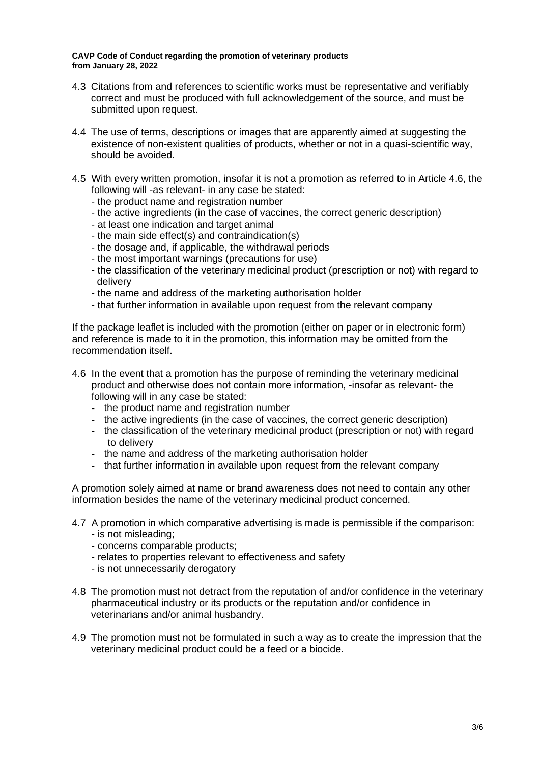4.3 Citations from and references to scientific works must be representative and verifiably correct and must be produced with full acknowledgement of the source, and must be submitted upon request.

4.4 The use of terms, descriptions or images that are apparently aimed at suggesting the existence of non-existent qualities of products, whether or not in a quasi-scientific way, should be avoided.

4.5 With every written promotion, insofar it is not a promotion as referred to in Article 4.6, the following will -as relevant- in any case be stated:
- the product name and registration number
- the active ingredients (in the case of vaccines, the correct generic description)
- at least one indication and target animal
- the main side effect(s) and contraindication(s)
- the dosage and, if applicable, the withdrawal periods
- the most important warnings (precautions for use)
- the classification of the veterinary medicinal product (prescription or not) with regard to delivery
- the name and address of the marketing authorisation holder
- that further information in available upon request from the relevant company

If the package leaflet is included with the promotion (either on paper or in electronic form) and reference is made to it in the promotion, this information may be omitted from the recommendation itself.

4.6 In the event that a promotion has the purpose of reminding the veterinary medicinal product and otherwise does not contain more information, -insofar as relevant- the following will in any case be stated:
- the product name and registration number
- the active ingredients (in the case of vaccines, the correct generic description)
- the classification of the veterinary medicinal product (prescription or not) with regard to delivery
- the name and address of the marketing authorisation holder
- that further information in available upon request from the relevant company

A promotion solely aimed at name or brand awareness does not need to contain any other information besides the name of the veterinary medicinal product concerned.

4.7 A promotion in which comparative advertising is made is permissible if the comparison:
- is not misleading;
- concerns comparable products;
- relates to properties relevant to effectiveness and safety
- is not unnecessarily derogatory

4.8 The promotion must not detract from the reputation of and/or confidence in the veterinary pharmaceutical industry or its products or the reputation and/or confidence in veterinarians and/or animal husbandry.

4.9 The promotion must not be formulated in such a way as to create the impression that the veterinary medicinal product could be a feed or a biocide.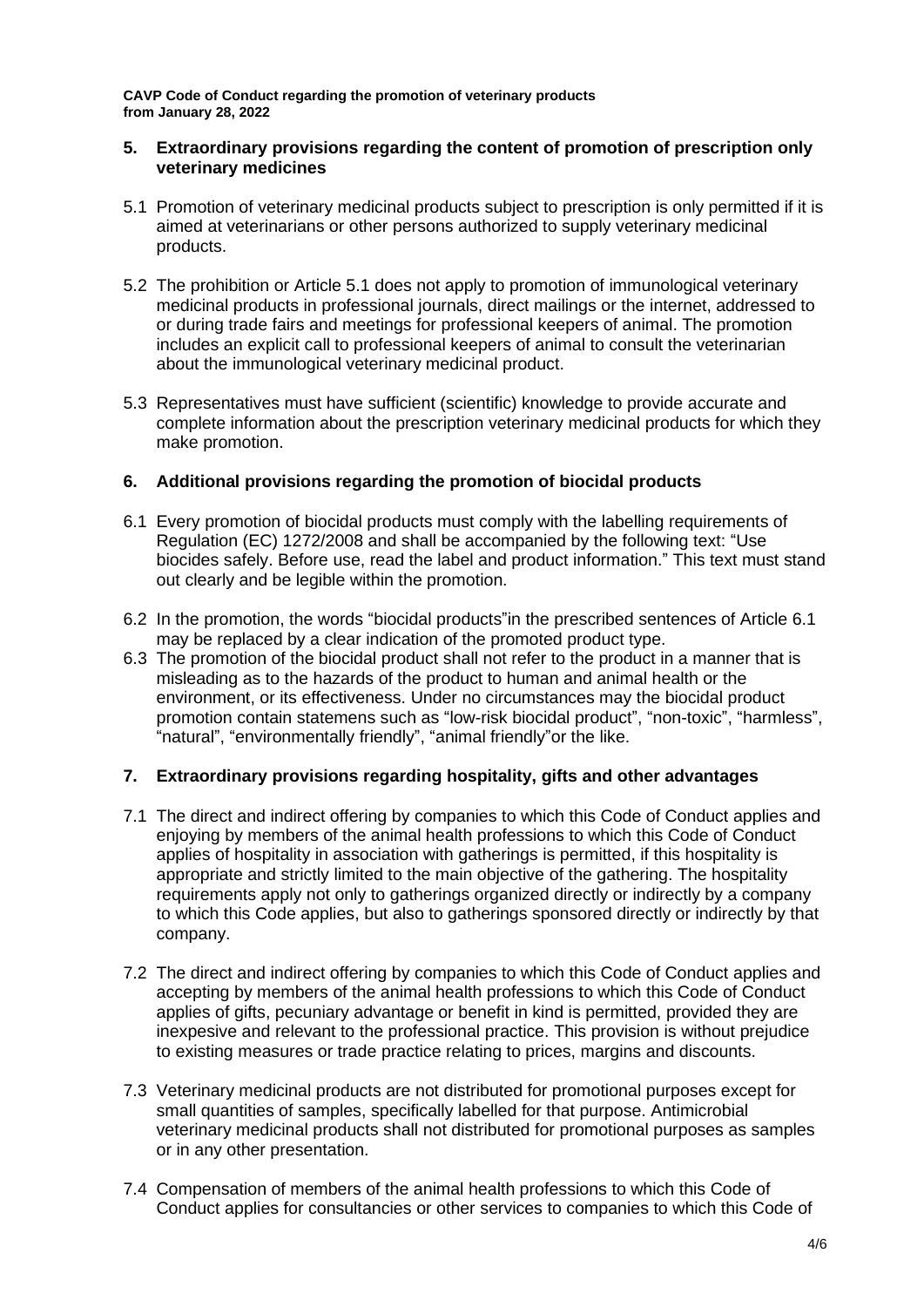## 5. Extraordinary provisions regarding the content of promotion of prescription only veterinary medicines

5.1 Promotion of veterinary medicinal products subject to prescription is only permitted if it is aimed at veterinarians or other persons authorized to supply veterinary medicinal products.

5.2 The prohibition or Article 5.1 does not apply to promotion of immunological veterinary medicinal products in professional journals, direct mailings or the internet, addressed to or during trade fairs and meetings for professional keepers of animal. The promotion includes an explicit call to professional keepers of animal to consult the veterinarian about the immunological veterinary medicinal product.

5.3 Representatives must have sufficient (scientific) knowledge to provide accurate and complete information about the prescription veterinary medicinal products for which they make promotion.

## 6. Additional provisions regarding the promotion of biocidal products

6.1 Every promotion of biocidal products must comply with the labelling requirements of Regulation (EC) 1272/2008 and shall be accompanied by the following text: "Use biocides safely. Before use, read the label and product information." This text must stand out clearly and be legible within the promotion.

6.2 In the promotion, the words "biocidal products"in the prescribed sentences of Article 6.1 may be replaced by a clear indication of the promoted product type.

6.3 The promotion of the biocidal product shall not refer to the product in a manner that is misleading as to the hazards of the product to human and animal health or the environment, or its effectiveness. Under no circumstances may the biocidal product promotion contain statemens such as "low-risk biocidal product", "non-toxic", "harmless", "natural", "environmentally friendly", "animal friendly"or the like.

## 7. Extraordinary provisions regarding hospitality, gifts and other advantages

7.1 The direct and indirect offering by companies to which this Code of Conduct applies and enjoying by members of the animal health professions to which this Code of Conduct applies of hospitality in association with gatherings is permitted, if this hospitality is appropriate and strictly limited to the main objective of the gathering. The hospitality requirements apply not only to gatherings organized directly or indirectly by a company to which this Code applies, but also to gatherings sponsored directly or indirectly by that company.

7.2 The direct and indirect offering by companies to which this Code of Conduct applies and accepting by members of the animal health professions to which this Code of Conduct applies of gifts, pecuniary advantage or benefit in kind is permitted, provided they are inexpesive and relevant to the professional practice. This provision is without prejudice to existing measures or trade practice relating to prices, margins and discounts.

7.3 Veterinary medicinal products are not distributed for promotional purposes except for small quantities of samples, specifically labelled for that purpose. Antimicrobial veterinary medicinal products shall not distributed for promotional purposes as samples or in any other presentation.

7.4 Compensation of members of the animal health professions to which this Code of Conduct applies for consultancies or other services to companies to which this Code of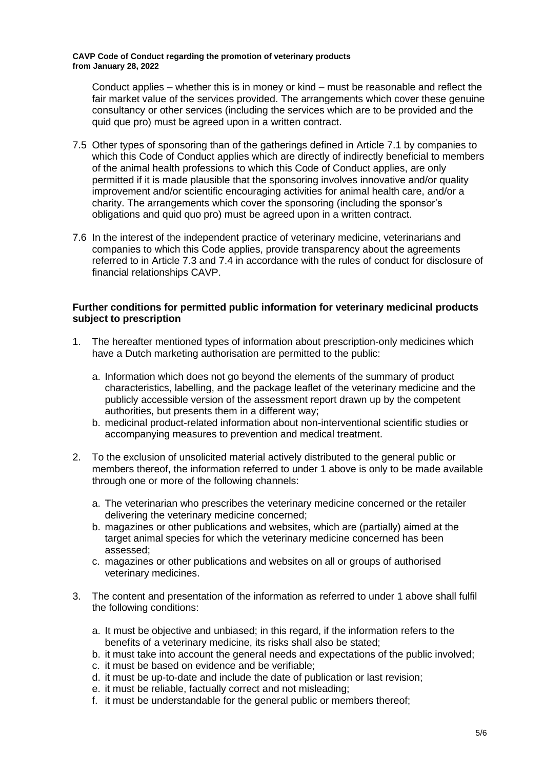Conduct applies – whether this is in money or kind – must be reasonable and reflect the fair market value of the services provided. The arrangements which cover these genuine consultancy or other services (including the services which are to be provided and the quid que pro) must be agreed upon in a written contract.

7.5 Other types of sponsoring than of the gatherings defined in Article 7.1 by companies to which this Code of Conduct applies which are directly of indirectly beneficial to members of the animal health professions to which this Code of Conduct applies, are only permitted if it is made plausible that the sponsoring involves innovative and/or quality improvement and/or scientific encouraging activities for animal health care, and/or a charity. The arrangements which cover the sponsoring (including the sponsor's obligations and quid quo pro) must be agreed upon in a written contract.

7.6 In the interest of the independent practice of veterinary medicine, veterinarians and companies to which this Code applies, provide transparency about the agreements referred to in Article 7.3 and 7.4 in accordance with the rules of conduct for disclosure of financial relationships CAVP.

**Further conditions for permitted public information for veterinary medicinal products subject to prescription**

1. The hereafter mentioned types of information about prescription-only medicines which have a Dutch marketing authorisation are permitted to the public:

   a. Information which does not go beyond the elements of the summary of product characteristics, labelling, and the package leaflet of the veterinary medicine and the publicly accessible version of the assessment report drawn up by the competent authorities, but presents them in a different way;
   b. medicinal product-related information about non-interventional scientific studies or accompanying measures to prevention and medical treatment.

2. To the exclusion of unsolicited material actively distributed to the general public or members thereof, the information referred to under 1 above is only to be made available through one or more of the following channels:

   a. The veterinarian who prescribes the veterinary medicine concerned or the retailer delivering the veterinary medicine concerned;
   b. magazines or other publications and websites, which are (partially) aimed at the target animal species for which the veterinary medicine concerned has been assessed;
   c. magazines or other publications and websites on all or groups of authorised veterinary medicines.

3. The content and presentation of the information as referred to under 1 above shall fulfil the following conditions:

   a. It must be objective and unbiased; in this regard, if the information refers to the benefits of a veterinary medicine, its risks shall also be stated;
   b. it must take into account the general needs and expectations of the public involved;
   c. it must be based on evidence and be verifiable;
   d. it must be up-to-date and include the date of publication or last revision;
   e. it must be reliable, factually correct and not misleading;
   f. it must be understandable for the general public or members thereof;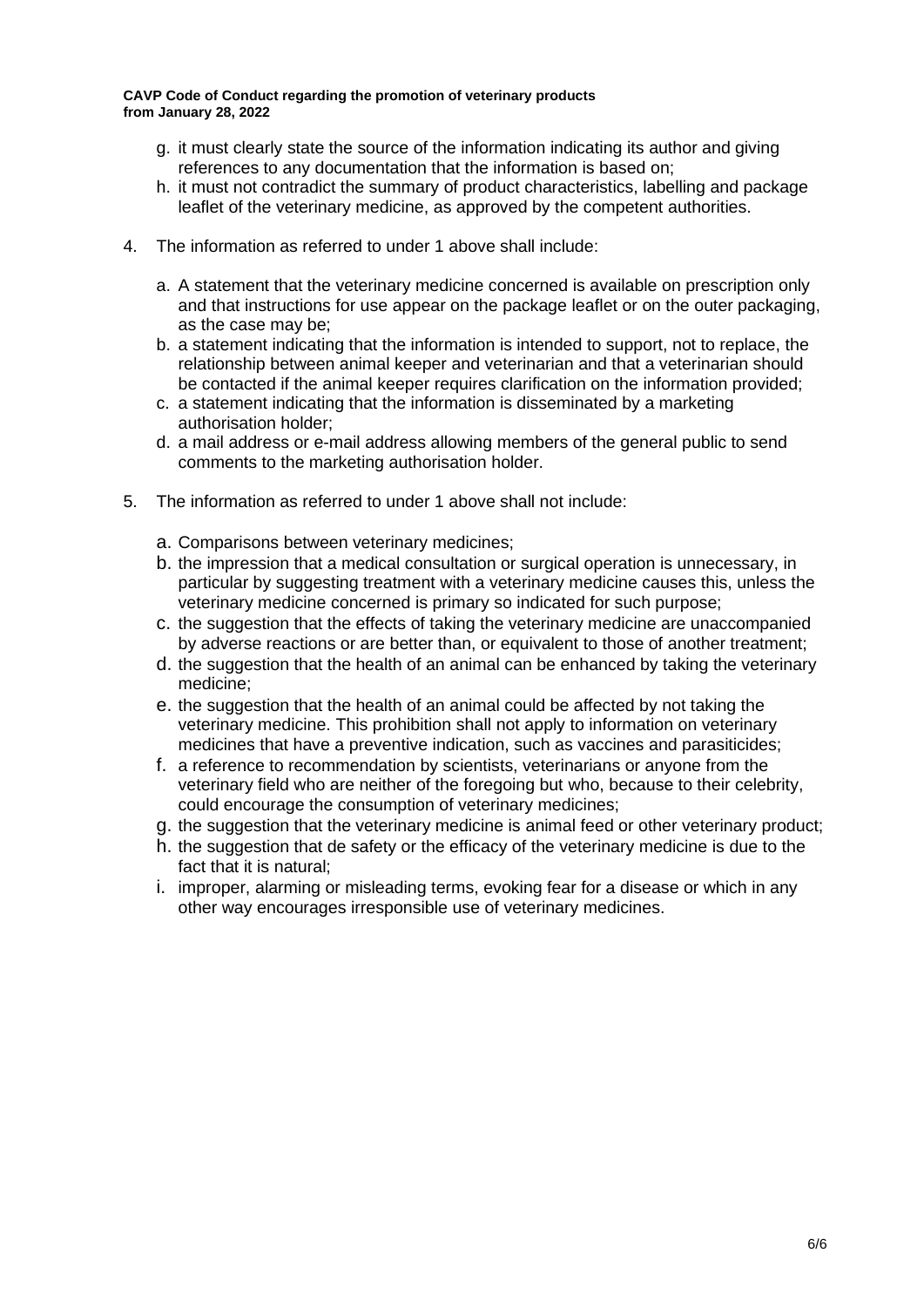g. it must clearly state the source of the information indicating its author and giving references to any documentation that the information is based on;
h. it must not contradict the summary of product characteristics, labelling and package leaflet of the veterinary medicine, as approved by the competent authorities.

4. The information as referred to under 1 above shall include:

   a. A statement that the veterinary medicine concerned is available on prescription only and that instructions for use appear on the package leaflet or on the outer packaging, as the case may be;
   b. a statement indicating that the information is intended to support, not to replace, the relationship between animal keeper and veterinarian and that a veterinarian should be contacted if the animal keeper requires clarification on the information provided;
   c. a statement indicating that the information is disseminated by a marketing authorisation holder;
   d. a mail address or e-mail address allowing members of the general public to send comments to the marketing authorisation holder.

5. The information as referred to under 1 above shall not include:

   a. Comparisons between veterinary medicines;
   b. the impression that a medical consultation or surgical operation is unnecessary, in particular by suggesting treatment with a veterinary medicine causes this, unless the veterinary medicine concerned is primary so indicated for such purpose;
   c. the suggestion that the effects of taking the veterinary medicine are unaccompanied by adverse reactions or are better than, or equivalent to those of another treatment;
   d. the suggestion that the health of an animal can be enhanced by taking the veterinary medicine;
   e. the suggestion that the health of an animal could be affected by not taking the veterinary medicine. This prohibition shall not apply to information on veterinary medicines that have a preventive indication, such as vaccines and parasiticides;
   f. a reference to recommendation by scientists, veterinarians or anyone from the veterinary field who are neither of the foregoing but who, because to their celebrity, could encourage the consumption of veterinary medicines;
   g. the suggestion that the veterinary medicine is animal feed or other veterinary product;
   h. the suggestion that de safety or the efficacy of the veterinary medicine is due to the fact that it is natural;
   i. improper, alarming or misleading terms, evoking fear for a disease or which in any other way encourages irresponsible use of veterinary medicines.